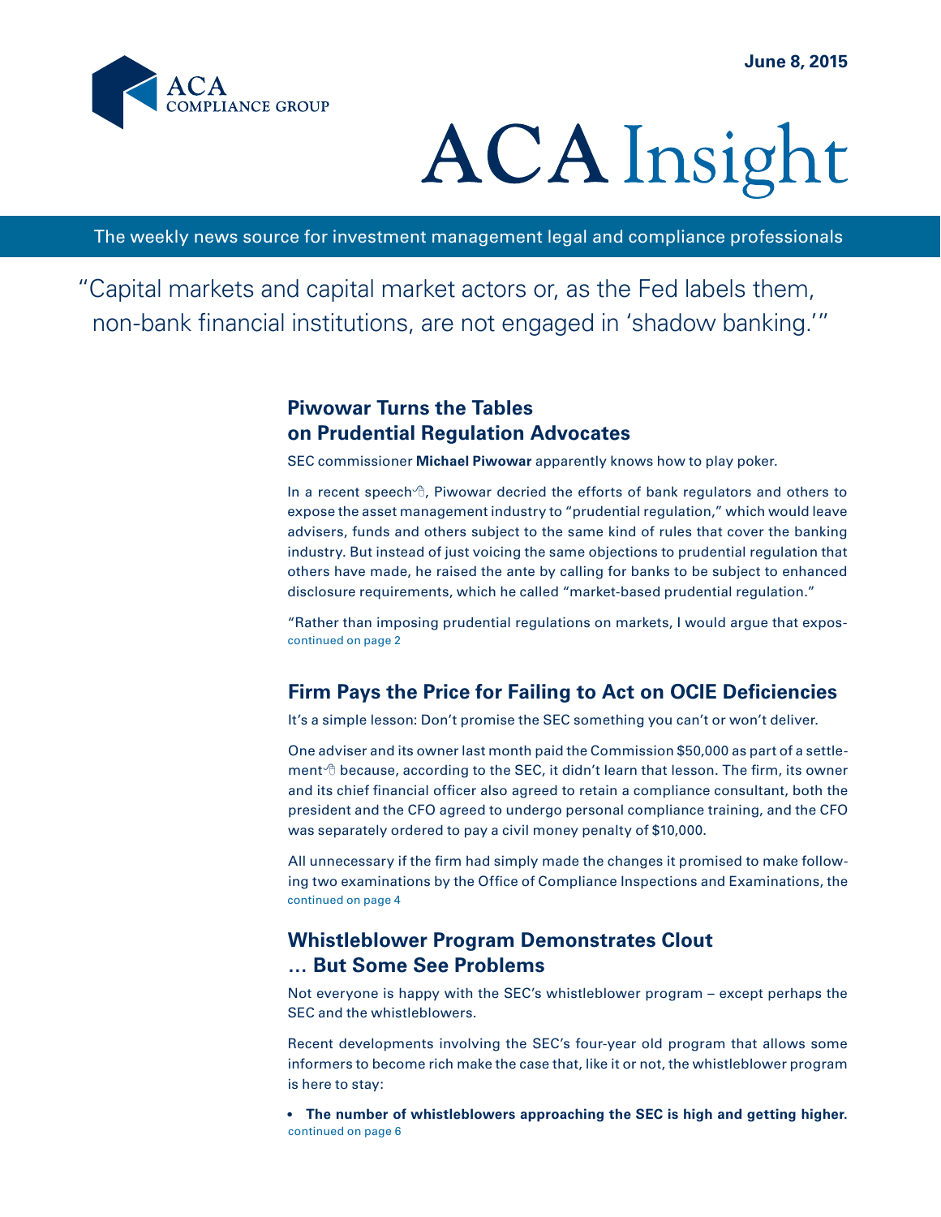June 8, 2015

ACA COMPLIANCE GROUP

# ACA Insight

The weekly news source for investment management legal and compliance professionals

"Capital markets and capital market actors or, as the Fed labels them, non-bank financial institutions, are not engaged in 'shadow banking.'"

## Piwowar Turns the Tables on Prudential Regulation Advocates

SEC commissioner **Michael Piwowar** apparently knows how to play poker.

In a recent speech, Piwowar decried the efforts of bank regulators and others to expose the asset management industry to "prudential regulation," which would leave advisers, funds and others subject to the same kind of rules that cover the banking industry. But instead of just voicing the same objections to prudential regulation that others have made, he raised the ante by calling for banks to be subject to enhanced disclosure requirements, which he called "market-based prudential regulation."

"Rather than imposing prudential regulations on markets, I would argue that expos-

continued on page 2

## Firm Pays the Price for Failing to Act on OCIE Deficiencies

It's a simple lesson: Don't promise the SEC something you can't or won't deliver.

One adviser and its owner last month paid the Commission $50,000 as part of a settlement because, according to the SEC, it didn't learn that lesson. The firm, its owner and its chief financial officer also agreed to retain a compliance consultant, both the president and the CFO agreed to undergo personal compliance training, and the CFO was separately ordered to pay a civil money penalty of $10,000.

All unnecessary if the firm had simply made the changes it promised to make following two examinations by the Office of Compliance Inspections and Examinations, the

continued on page 4

## Whistleblower Program Demonstrates Clout … But Some See Problems

Not everyone is happy with the SEC's whistleblower program – except perhaps the SEC and the whistleblowers.

Recent developments involving the SEC's four-year old program that allows some informers to become rich make the case that, like it or not, the whistleblower program is here to stay:

- **The number of whistleblowers approaching the SEC is high and getting higher.**

continued on page 6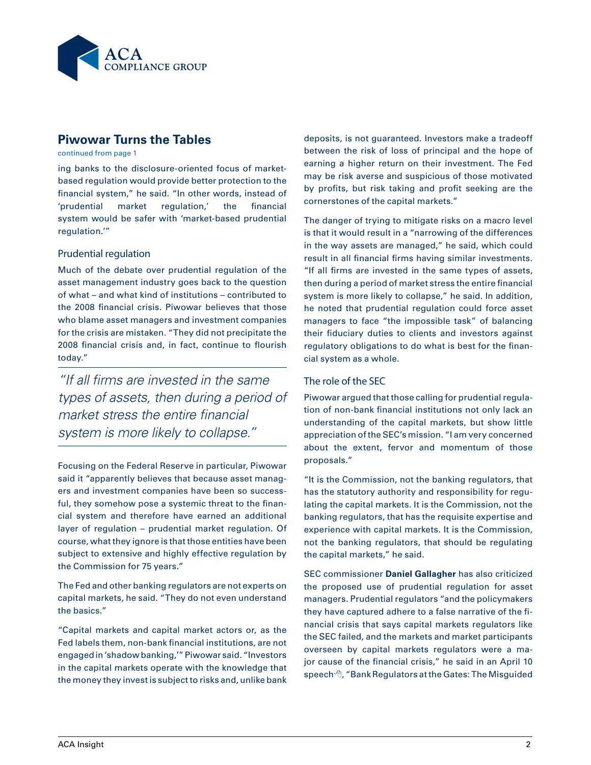## Piwowar Turns the Tables

continued from page 1

ing banks to the disclosure-oriented focus of market-based regulation would provide better protection to the financial system," he said. "In other words, instead of 'prudential market regulation,' the financial system would be safer with 'market-based prudential regulation.'"

### Prudential regulation

Much of the debate over prudential regulation of the asset management industry goes back to the question of what – and what kind of institutions – contributed to the 2008 financial crisis. Piwowar believes that those who blame asset managers and investment companies for the crisis are mistaken. "They did not precipitate the 2008 financial crisis and, in fact, continue to flourish today."

> *"If all firms are invested in the same types of assets, then during a period of market stress the entire financial system is more likely to collapse."*

Focusing on the Federal Reserve in particular, Piwowar said it "apparently believes that because asset managers and investment companies have been so successful, they somehow pose a systemic threat to the financial system and therefore have earned an additional layer of regulation – prudential market regulation. Of course, what they ignore is that those entities have been subject to extensive and highly effective regulation by the Commission for 75 years."

The Fed and other banking regulators are not experts on capital markets, he said. "They do not even understand the basics."

"Capital markets and capital market actors or, as the Fed labels them, non-bank financial institutions, are not engaged in 'shadow banking,'" Piwowar said. "Investors in the capital markets operate with the knowledge that the money they invest is subject to risks and, unlike bank deposits, is not guaranteed. Investors make a tradeoff between the risk of loss of principal and the hope of earning a higher return on their investment. The Fed may be risk averse and suspicious of those motivated by profits, but risk taking and profit seeking are the cornerstones of the capital markets."

The danger of trying to mitigate risks on a macro level is that it would result in a "narrowing of the differences in the way assets are managed," he said, which could result in all financial firms having similar investments. "If all firms are invested in the same types of assets, then during a period of market stress the entire financial system is more likely to collapse," he said. In addition, he noted that prudential regulation could force asset managers to face "the impossible task" of balancing their fiduciary duties to clients and investors against regulatory obligations to do what is best for the financial system as a whole.

### The role of the SEC

Piwowar argued that those calling for prudential regulation of non-bank financial institutions not only lack an understanding of the capital markets, but show little appreciation of the SEC's mission. "I am very concerned about the extent, fervor and momentum of those proposals."

"It is the Commission, not the banking regulators, that has the statutory authority and responsibility for regulating the capital markets. It is the Commission, not the banking regulators, that has the requisite expertise and experience with capital markets. It is the Commission, not the banking regulators, that should be regulating the capital markets," he said.

SEC commissioner **Daniel Gallagher** has also criticized the proposed use of prudential regulation for asset managers. Prudential regulators "and the policymakers they have captured adhere to a false narrative of the financial crisis that says capital markets regulators like the SEC failed, and the markets and market participants overseen by capital markets regulators were a major cause of the financial crisis," he said in an April 10 speech, "Bank Regulators at the Gates: The Misguided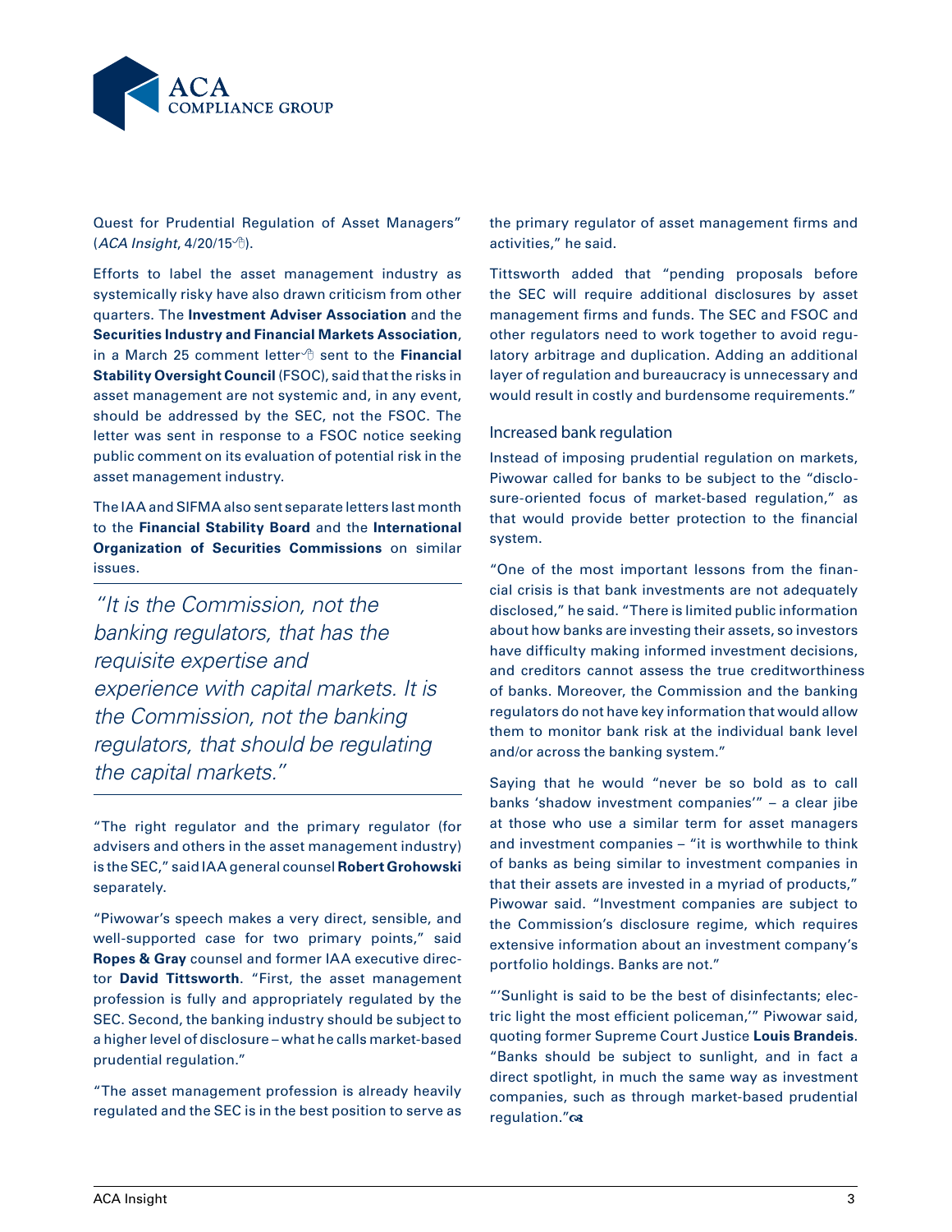Quest for Prudential Regulation of Asset Managers" (*ACA Insight*, 4/20/15).

Efforts to label the asset management industry as systemically risky have also drawn criticism from other quarters. The **Investment Adviser Association** and the **Securities Industry and Financial Markets Association**, in a March 25 comment letter sent to the **Financial Stability Oversight Council** (FSOC), said that the risks in asset management are not systemic and, in any event, should be addressed by the SEC, not the FSOC. The letter was sent in response to a FSOC notice seeking public comment on its evaluation of potential risk in the asset management industry.

The IAA and SIFMA also sent separate letters last month to the **Financial Stability Board** and the **International Organization of Securities Commissions** on similar issues.

> *"It is the Commission, not the banking regulators, that has the requisite expertise and experience with capital markets. It is the Commission, not the banking regulators, that should be regulating the capital markets."*

"The right regulator and the primary regulator (for advisers and others in the asset management industry) is the SEC," said IAA general counsel **Robert Grohowski** separately.

"Piwowar's speech makes a very direct, sensible, and well-supported case for two primary points," said **Ropes & Gray** counsel and former IAA executive director **David Tittsworth**. "First, the asset management profession is fully and appropriately regulated by the SEC. Second, the banking industry should be subject to a higher level of disclosure – what he calls market-based prudential regulation."

"The asset management profession is already heavily regulated and the SEC is in the best position to serve as the primary regulator of asset management firms and activities," he said.

Tittsworth added that "pending proposals before the SEC will require additional disclosures by asset management firms and funds. The SEC and FSOC and other regulators need to work together to avoid regulatory arbitrage and duplication. Adding an additional layer of regulation and bureaucracy is unnecessary and would result in costly and burdensome requirements."

## Increased bank regulation

Instead of imposing prudential regulation on markets, Piwowar called for banks to be subject to the "disclosure-oriented focus of market-based regulation," as that would provide better protection to the financial system.

"One of the most important lessons from the financial crisis is that bank investments are not adequately disclosed," he said. "There is limited public information about how banks are investing their assets, so investors have difficulty making informed investment decisions, and creditors cannot assess the true creditworthiness of banks. Moreover, the Commission and the banking regulators do not have key information that would allow them to monitor bank risk at the individual bank level and/or across the banking system."

Saying that he would "never be so bold as to call banks 'shadow investment companies'" – a clear jibe at those who use a similar term for asset managers and investment companies – "it is worthwhile to think of banks as being similar to investment companies in that their assets are invested in a myriad of products," Piwowar said. "Investment companies are subject to the Commission's disclosure regime, which requires extensive information about an investment company's portfolio holdings. Banks are not."

"'Sunlight is said to be the best of disinfectants; electric light the most efficient policeman,'" Piwowar said, quoting former Supreme Court Justice **Louis Brandeis**. "Banks should be subject to sunlight, and in fact a direct spotlight, in much the same way as investment companies, such as through market-based prudential regulation."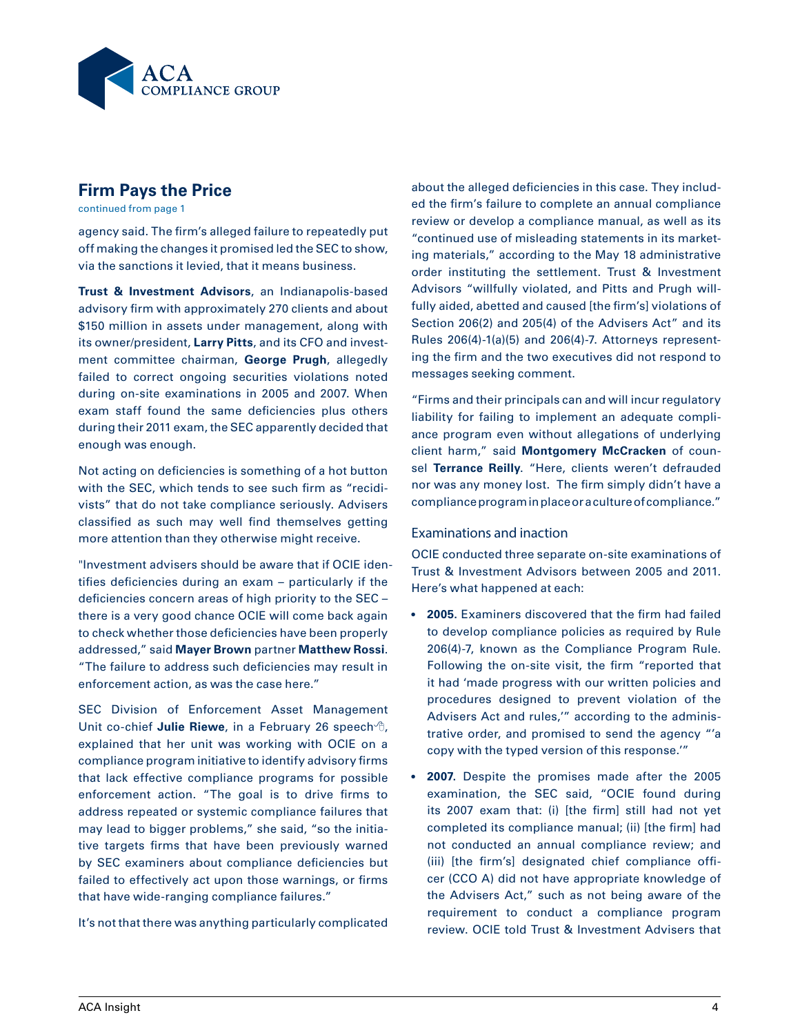## Firm Pays the Price

continued from page 1

agency said. The firm's alleged failure to repeatedly put off making the changes it promised led the SEC to show, via the sanctions it levied, that it means business.

**Trust & Investment Advisors**, an Indianapolis-based advisory firm with approximately 270 clients and about $150 million in assets under management, along with its owner/president, **Larry Pitts**, and its CFO and investment committee chairman, **George Prugh**, allegedly failed to correct ongoing securities violations noted during on-site examinations in 2005 and 2007. When exam staff found the same deficiencies plus others during their 2011 exam, the SEC apparently decided that enough was enough.

Not acting on deficiencies is something of a hot button with the SEC, which tends to see such firm as "recidivists" that do not take compliance seriously. Advisers classified as such may well find themselves getting more attention than they otherwise might receive.

"Investment advisers should be aware that if OCIE identifies deficiencies during an exam – particularly if the deficiencies concern areas of high priority to the SEC – there is a very good chance OCIE will come back again to check whether those deficiencies have been properly addressed," said **Mayer Brown** partner **Matthew Rossi**. "The failure to address such deficiencies may result in enforcement action, as was the case here."

SEC Division of Enforcement Asset Management Unit co-chief **Julie Riewe**, in a February 26 speech, explained that her unit was working with OCIE on a compliance program initiative to identify advisory firms that lack effective compliance programs for possible enforcement action. "The goal is to drive firms to address repeated or systemic compliance failures that may lead to bigger problems," she said, "so the initiative targets firms that have been previously warned by SEC examiners about compliance deficiencies but failed to effectively act upon those warnings, or firms that have wide-ranging compliance failures."

It's not that there was anything particularly complicated about the alleged deficiencies in this case. They included the firm's failure to complete an annual compliance review or develop a compliance manual, as well as its "continued use of misleading statements in its marketing materials," according to the May 18 administrative order instituting the settlement. Trust & Investment Advisors "willfully violated, and Pitts and Prugh willfully aided, abetted and caused [the firm's] violations of Section 206(2) and 205(4) of the Advisers Act" and its Rules 206(4)-1(a)(5) and 206(4)-7. Attorneys representing the firm and the two executives did not respond to messages seeking comment.

"Firms and their principals can and will incur regulatory liability for failing to implement an adequate compliance program even without allegations of underlying client harm," said **Montgomery McCracken** of counsel **Terrance Reilly**. "Here, clients weren't defrauded nor was any money lost. The firm simply didn't have a compliance program in place or a culture of compliance."

### Examinations and inaction

OCIE conducted three separate on-site examinations of Trust & Investment Advisors between 2005 and 2011. Here's what happened at each:

- **2005.** Examiners discovered that the firm had failed to develop compliance policies as required by Rule 206(4)-7, known as the Compliance Program Rule. Following the on-site visit, the firm "reported that it had 'made progress with our written policies and procedures designed to prevent violation of the Advisers Act and rules,'" according to the administrative order, and promised to send the agency "'a copy with the typed version of this response.'"
- **2007.** Despite the promises made after the 2005 examination, the SEC said, "OCIE found during its 2007 exam that: (i) [the firm] still had not yet completed its compliance manual; (ii) [the firm] had not conducted an annual compliance review; and (iii) [the firm's] designated chief compliance officer (CCO A) did not have appropriate knowledge of the Advisers Act," such as not being aware of the requirement to conduct a compliance program review. OCIE told Trust & Investment Advisers that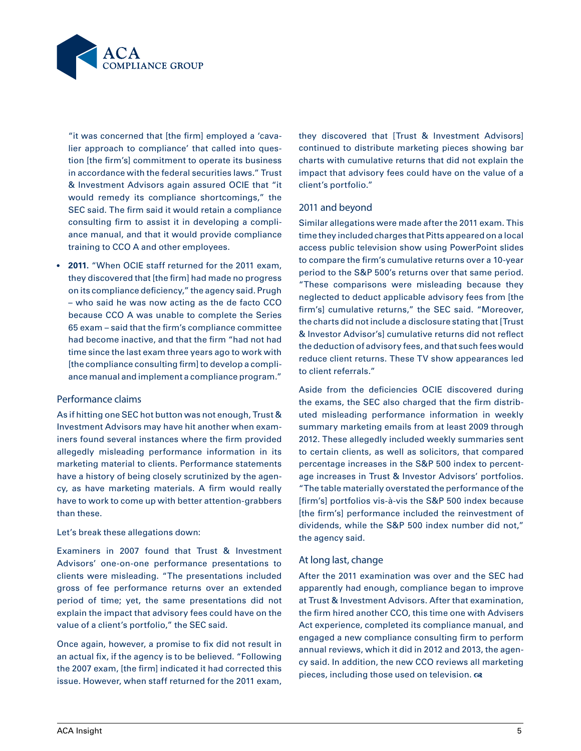"it was concerned that [the firm] employed a 'cavalier approach to compliance' that called into question [the firm's] commitment to operate its business in accordance with the federal securities laws." Trust & Investment Advisors again assured OCIE that "it would remedy its compliance shortcomings," the SEC said. The firm said it would retain a compliance consulting firm to assist it in developing a compliance manual, and that it would provide compliance training to CCO A and other employees.

- **2011.** "When OCIE staff returned for the 2011 exam, they discovered that [the firm] had made no progress on its compliance deficiency," the agency said. Prugh – who said he was now acting as the de facto CCO because CCO A was unable to complete the Series 65 exam – said that the firm's compliance committee had become inactive, and that the firm "had not had time since the last exam three years ago to work with [the compliance consulting firm] to develop a compliance manual and implement a compliance program."

## Performance claims

As if hitting one SEC hot button was not enough, Trust & Investment Advisors may have hit another when examiners found several instances where the firm provided allegedly misleading performance information in its marketing material to clients. Performance statements have a history of being closely scrutinized by the agency, as have marketing materials. A firm would really have to work to come up with better attention-grabbers than these.

Let's break these allegations down:

Examiners in 2007 found that Trust & Investment Advisors' one-on-one performance presentations to clients were misleading. "The presentations included gross of fee performance returns over an extended period of time; yet, the same presentations did not explain the impact that advisory fees could have on the value of a client's portfolio," the SEC said.

Once again, however, a promise to fix did not result in an actual fix, if the agency is to be believed. "Following the 2007 exam, [the firm] indicated it had corrected this issue. However, when staff returned for the 2011 exam, they discovered that [Trust & Investment Advisors] continued to distribute marketing pieces showing bar charts with cumulative returns that did not explain the impact that advisory fees could have on the value of a client's portfolio."

## 2011 and beyond

Similar allegations were made after the 2011 exam. This time they included charges that Pitts appeared on a local access public television show using PowerPoint slides to compare the firm's cumulative returns over a 10-year period to the S&P 500's returns over that same period. "These comparisons were misleading because they neglected to deduct applicable advisory fees from [the firm's] cumulative returns," the SEC said. "Moreover, the charts did not include a disclosure stating that [Trust & Investor Advisor's] cumulative returns did not reflect the deduction of advisory fees, and that such fees would reduce client returns. These TV show appearances led to client referrals."

Aside from the deficiencies OCIE discovered during the exams, the SEC also charged that the firm distributed misleading performance information in weekly summary marketing emails from at least 2009 through 2012. These allegedly included weekly summaries sent to certain clients, as well as solicitors, that compared percentage increases in the S&P 500 index to percentage increases in Trust & Investor Advisors' portfolios. "The table materially overstated the performance of the [firm's] portfolios vis-à-vis the S&P 500 index because [the firm's] performance included the reinvestment of dividends, while the S&P 500 index number did not," the agency said.

## At long last, change

After the 2011 examination was over and the SEC had apparently had enough, compliance began to improve at Trust & Investment Advisors. After that examination, the firm hired another CCO, this time one with Advisers Act experience, completed its compliance manual, and engaged a new compliance consulting firm to perform annual reviews, which it did in 2012 and 2013, the agency said. In addition, the new CCO reviews all marketing pieces, including those used on television.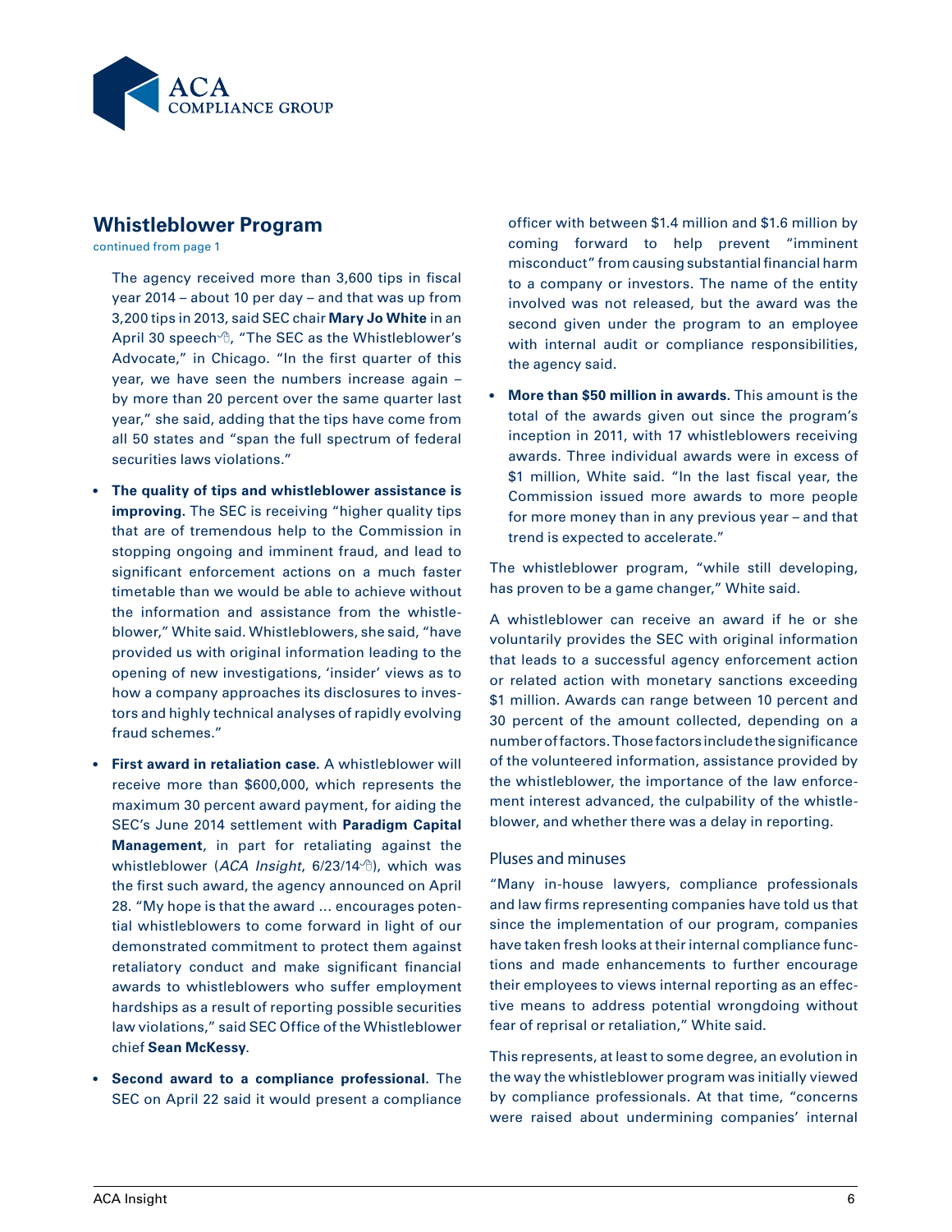## Whistleblower Program

continued from page 1

The agency received more than 3,600 tips in fiscal year 2014 – about 10 per day – and that was up from 3,200 tips in 2013, said SEC chair **Mary Jo White** in an April 30 speech, "The SEC as the Whistleblower's Advocate," in Chicago. "In the first quarter of this year, we have seen the numbers increase again – by more than 20 percent over the same quarter last year," she said, adding that the tips have come from all 50 states and "span the full spectrum of federal securities laws violations."

- **The quality of tips and whistleblower assistance is improving.** The SEC is receiving "higher quality tips that are of tremendous help to the Commission in stopping ongoing and imminent fraud, and lead to significant enforcement actions on a much faster timetable than we would be able to achieve without the information and assistance from the whistleblower," White said. Whistleblowers, she said, "have provided us with original information leading to the opening of new investigations, 'insider' views as to how a company approaches its disclosures to investors and highly technical analyses of rapidly evolving fraud schemes."

- **First award in retaliation case.** A whistleblower will receive more than $600,000, which represents the maximum 30 percent award payment, for aiding the SEC's June 2014 settlement with **Paradigm Capital Management**, in part for retaliating against the whistleblower (*ACA Insight*, 6/23/14), which was the first such award, the agency announced on April 28. "My hope is that the award … encourages potential whistleblowers to come forward in light of our demonstrated commitment to protect them against retaliatory conduct and make significant financial awards to whistleblowers who suffer employment hardships as a result of reporting possible securities law violations," said SEC Office of the Whistleblower chief **Sean McKessy**.

- **Second award to a compliance professional.** The SEC on April 22 said it would present a compliance officer with between $1.4 million and $1.6 million by coming forward to help prevent "imminent misconduct" from causing substantial financial harm to a company or investors. The name of the entity involved was not released, but the award was the second given under the program to an employee with internal audit or compliance responsibilities, the agency said.

- **More than $50 million in awards.** This amount is the total of the awards given out since the program's inception in 2011, with 17 whistleblowers receiving awards. Three individual awards were in excess of $1 million, White said. "In the last fiscal year, the Commission issued more awards to more people for more money than in any previous year – and that trend is expected to accelerate."

The whistleblower program, "while still developing, has proven to be a game changer," White said.

A whistleblower can receive an award if he or she voluntarily provides the SEC with original information that leads to a successful agency enforcement action or related action with monetary sanctions exceeding $1 million. Awards can range between 10 percent and 30 percent of the amount collected, depending on a number of factors. Those factors include the significance of the volunteered information, assistance provided by the whistleblower, the importance of the law enforcement interest advanced, the culpability of the whistleblower, and whether there was a delay in reporting.

### Pluses and minuses

"Many in-house lawyers, compliance professionals and law firms representing companies have told us that since the implementation of our program, companies have taken fresh looks at their internal compliance functions and made enhancements to further encourage their employees to views internal reporting as an effective means to address potential wrongdoing without fear of reprisal or retaliation," White said.

This represents, at least to some degree, an evolution in the way the whistleblower program was initially viewed by compliance professionals. At that time, "concerns were raised about undermining companies' internal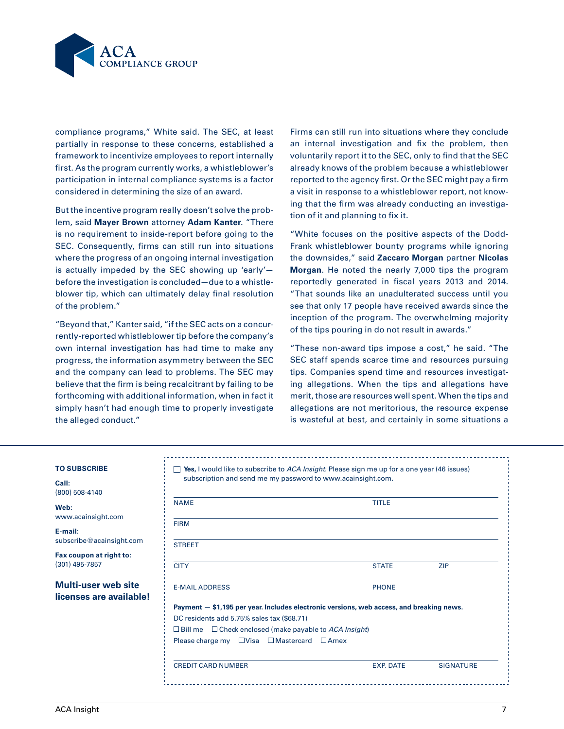compliance programs," White said. The SEC, at least partially in response to these concerns, established a framework to incentivize employees to report internally first. As the program currently works, a whistleblower's participation in internal compliance systems is a factor considered in determining the size of an award.

But the incentive program really doesn't solve the problem, said **Mayer Brown** attorney **Adam Kanter**. "There is no requirement to inside-report before going to the SEC. Consequently, firms can still run into situations where the progress of an ongoing internal investigation is actually impeded by the SEC showing up 'early'—before the investigation is concluded—due to a whistleblower tip, which can ultimately delay final resolution of the problem."

"Beyond that," Kanter said, "if the SEC acts on a concurrently-reported whistleblower tip before the company's own internal investigation has had time to make any progress, the information asymmetry between the SEC and the company can lead to problems. The SEC may believe that the firm is being recalcitrant by failing to be forthcoming with additional information, when in fact it simply hasn't had enough time to properly investigate the alleged conduct."

Firms can still run into situations where they conclude an internal investigation and fix the problem, then voluntarily report it to the SEC, only to find that the SEC already knows of the problem because a whistleblower reported to the agency first. Or the SEC might pay a firm a visit in response to a whistleblower report, not knowing that the firm was already conducting an investigation of it and planning to fix it.

"White focuses on the positive aspects of the Dodd-Frank whistleblower bounty programs while ignoring the downsides," said **Zaccaro Morgan** partner **Nicolas Morgan**. He noted the nearly 7,000 tips the program reportedly generated in fiscal years 2013 and 2014. "That sounds like an unadulterated success until you see that only 17 people have received awards since the inception of the program. The overwhelming majority of the tips pouring in do not result in awards."

"These non-award tips impose a cost," he said. "The SEC staff spends scarce time and resources pursuing tips. Companies spend time and resources investigating allegations. When the tips and allegations have merit, those are resources well spent. When the tips and allegations are not meritorious, the resource expense is wasteful at best, and certainly in some situations a

---

**TO SUBSCRIBE**

**Call:**
(800) 508-4140

**Web:**
www.acainsight.com

**E-mail:**
subscribe@acainsight.com

**Fax coupon at right to:**
(301) 495-7857

**Multi-user web site licenses are available!**

☐ **Yes,** I would like to subscribe to *ACA Insight*. Please sign me up for a one year (46 issues) subscription and send me my password to www.acainsight.com.

NAME ______________________ TITLE ______________________

FIRM ______________________

STREET ______________________

CITY ______________________ STATE __________ ZIP __________

E-MAIL ADDRESS ______________________ PHONE ______________________

**Payment — $1,195 per year. Includes electronic versions, web access, and breaking news.**

DC residents add 5.75% sales tax ($68.71)

☐ Bill me ☐ Check enclosed (make payable to *ACA Insight*)

Please charge my ☐ Visa ☐ Mastercard ☐ Amex

CREDIT CARD NUMBER ______________________ EXP. DATE __________ SIGNATURE __________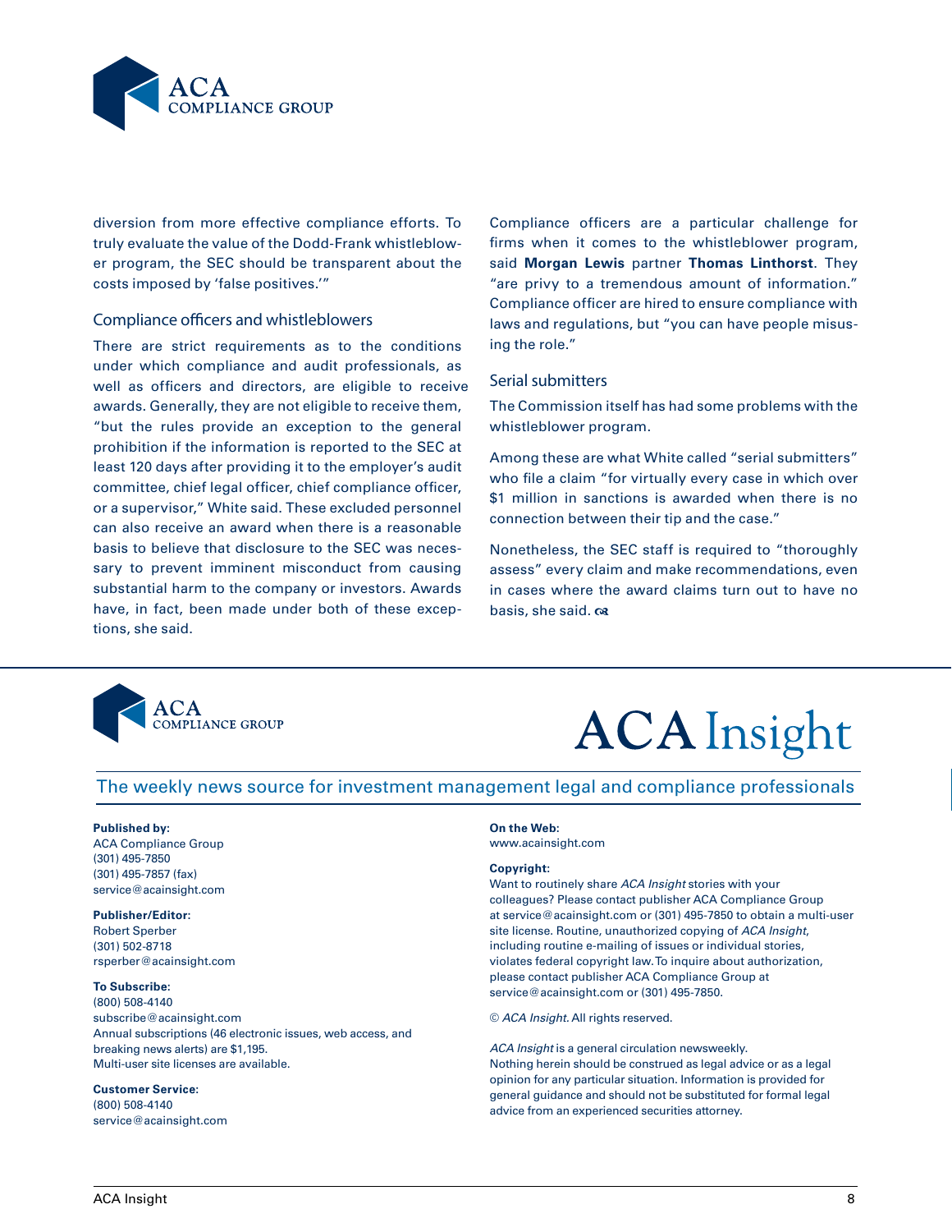diversion from more effective compliance efforts. To truly evaluate the value of the Dodd-Frank whistleblower program, the SEC should be transparent about the costs imposed by 'false positives.'"

### Compliance officers and whistleblowers

There are strict requirements as to the conditions under which compliance and audit professionals, as well as officers and directors, are eligible to receive awards. Generally, they are not eligible to receive them, "but the rules provide an exception to the general prohibition if the information is reported to the SEC at least 120 days after providing it to the employer's audit committee, chief legal officer, chief compliance officer, or a supervisor," White said. These excluded personnel can also receive an award when there is a reasonable basis to believe that disclosure to the SEC was necessary to prevent imminent misconduct from causing substantial harm to the company or investors. Awards have, in fact, been made under both of these exceptions, she said.

Compliance officers are a particular challenge for firms when it comes to the whistleblower program, said **Morgan Lewis** partner **Thomas Linthorst**. They "are privy to a tremendous amount of information." Compliance officer are hired to ensure compliance with laws and regulations, but "you can have people misusing the role."

### Serial submitters

The Commission itself has had some problems with the whistleblower program.

Among these are what White called "serial submitters" who file a claim "for virtually every case in which over $1 million in sanctions is awarded when there is no connection between their tip and the case."

Nonetheless, the SEC staff is required to "thoroughly assess" every claim and make recommendations, even in cases where the award claims turn out to have no basis, she said.

---

ACA COMPLIANCE GROUP

# ACA Insight

The weekly news source for investment management legal and compliance professionals

**Published by:**
ACA Compliance Group
(301) 495-7850
(301) 495-7857 (fax)
service@acainsight.com

**Publisher/Editor:**
Robert Sperber
(301) 502-8718
rsperber@acainsight.com

**To Subscribe:**
(800) 508-4140
subscribe@acainsight.com
Annual subscriptions (46 electronic issues, web access, and breaking news alerts) are $1,195.
Multi-user site licenses are available.

**Customer Service:**
(800) 508-4140
service@acainsight.com

**On the Web:**
www.acainsight.com

**Copyright:**
Want to routinely share *ACA Insight* stories with your colleagues? Please contact publisher ACA Compliance Group at service@acainsight.com or (301) 495-7850 to obtain a multi-user site license. Routine, unauthorized copying of *ACA Insight*, including routine e-mailing of issues or individual stories, violates federal copyright law. To inquire about authorization, please contact publisher ACA Compliance Group at service@acainsight.com or (301) 495-7850.

© *ACA Insight*. All rights reserved.

*ACA Insight* is a general circulation newsweekly.
Nothing herein should be construed as legal advice or as a legal opinion for any particular situation. Information is provided for general guidance and should not be substituted for formal legal advice from an experienced securities attorney.